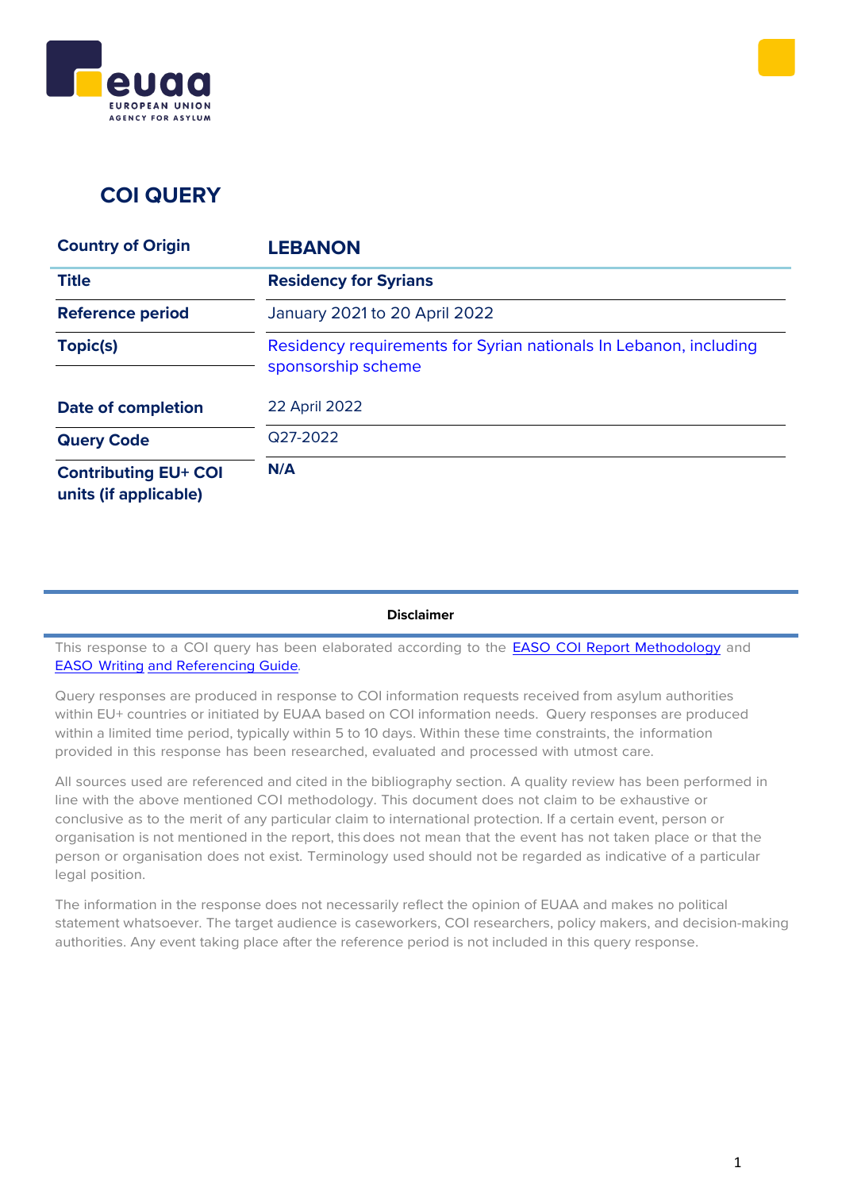# COI QUERY

| Country of Origin | LEBANON |
|---|---|
| Title | Residency for Syrians |
| Reference period | January 2021 to 20 April 2022 |
| Topic(s) | Residency requirements for Syrian nationals In Lebanon, including sponsorship scheme |
| Date of completion | 22 April 2022 |
| Query Code | Q27-2022 |
| Contributing EU+ COI units (if applicable) | N/A |

**Disclaimer**

This response to a COI query has been elaborated according to the [EASO COI Report Methodology] and [EASO Writing and Referencing Guide].

Query responses are produced in response to COI information requests received from asylum authorities within EU+ countries or initiated by EUAA based on COI information needs. Query responses are produced within a limited time period, typically within 5 to 10 days. Within these time constraints, the information provided in this response has been researched, evaluated and processed with utmost care.

All sources used are referenced and cited in the bibliography section. A quality review has been performed in line with the above mentioned COI methodology. This document does not claim to be exhaustive or conclusive as to the merit of any particular claim to international protection. If a certain event, person or organisation is not mentioned in the report, this does not mean that the event has not taken place or that the person or organisation does not exist. Terminology used should not be regarded as indicative of a particular legal position.

The information in the response does not necessarily reflect the opinion of EUAA and makes no political statement whatsoever. The target audience is caseworkers, COI researchers, policy makers, and decision-making authorities. Any event taking place after the reference period is not included in this query response.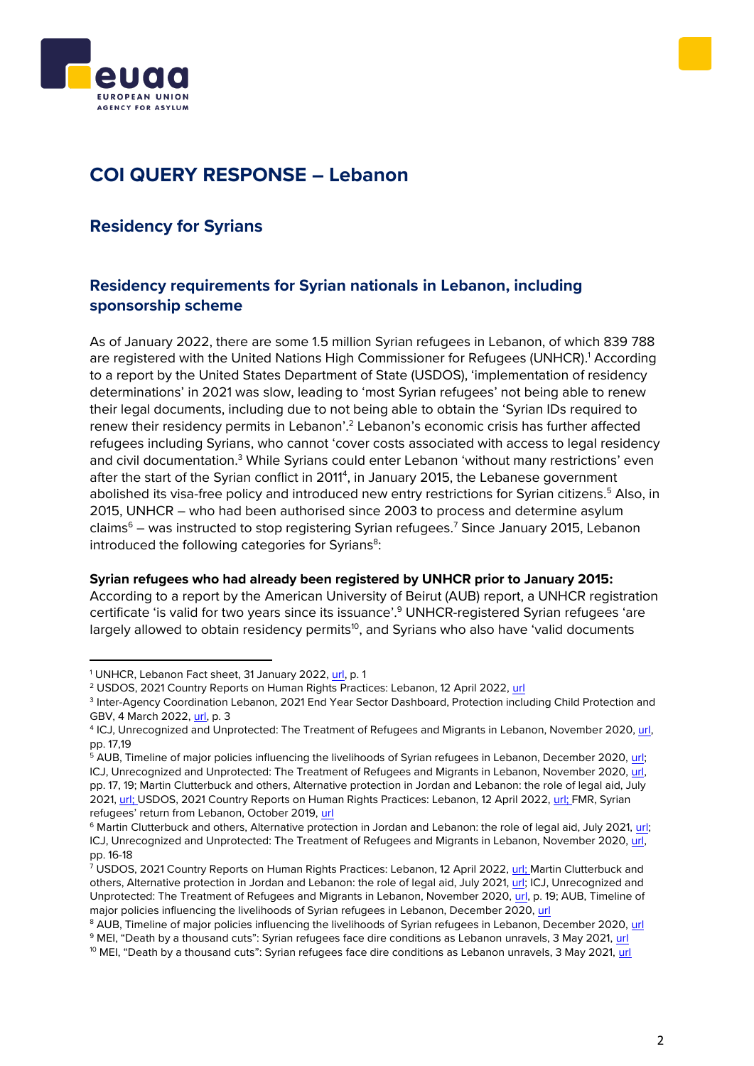# COI QUERY RESPONSE – Lebanon

## Residency for Syrians

### Residency requirements for Syrian nationals in Lebanon, including sponsorship scheme

As of January 2022, there are some 1.5 million Syrian refugees in Lebanon, of which 839 788 are registered with the United Nations High Commissioner for Refugees (UNHCR).[1] According to a report by the United States Department of State (USDOS), 'implementation of residency determinations' in 2021 was slow, leading to 'most Syrian refugees' not being able to renew their legal documents, including due to not being able to obtain the 'Syrian IDs required to renew their residency permits in Lebanon'.[2] Lebanon's economic crisis has further affected refugees including Syrians, who cannot 'cover costs associated with access to legal residency and civil documentation.[3] While Syrians could enter Lebanon 'without many restrictions' even after the start of the Syrian conflict in 2011[4], in January 2015, the Lebanese government abolished its visa-free policy and introduced new entry restrictions for Syrian citizens.[5] Also, in 2015, UNHCR – who had been authorised since 2003 to process and determine asylum claims[6] – was instructed to stop registering Syrian refugees.[7] Since January 2015, Lebanon introduced the following categories for Syrians[8]:

**Syrian refugees who had already been registered by UNHCR prior to January 2015:**
According to a report by the American University of Beirut (AUB) report, a UNHCR registration certificate 'is valid for two years since its issuance'.[9] UNHCR-registered Syrian refugees 'are largely allowed to obtain residency permits[10], and Syrians who also have 'valid documents

---

[1] UNHCR, Lebanon Fact sheet, 31 January 2022, url, p. 1

[2] USDOS, 2021 Country Reports on Human Rights Practices: Lebanon, 12 April 2022, url

[3] Inter-Agency Coordination Lebanon, 2021 End Year Sector Dashboard, Protection including Child Protection and GBV, 4 March 2022, url, p. 3

[4] ICJ, Unrecognized and Unprotected: The Treatment of Refugees and Migrants in Lebanon, November 2020, url, pp. 17,19

[5] AUB, Timeline of major policies influencing the livelihoods of Syrian refugees in Lebanon, December 2020, url; ICJ, Unrecognized and Unprotected: The Treatment of Refugees and Migrants in Lebanon, November 2020, url, pp. 17, 19; Martin Clutterbuck and others, Alternative protection in Jordan and Lebanon: the role of legal aid, July 2021, url; USDOS, 2021 Country Reports on Human Rights Practices: Lebanon, 12 April 2022, url; FMR, Syrian refugees' return from Lebanon, October 2019, url

[6] Martin Clutterbuck and others, Alternative protection in Jordan and Lebanon: the role of legal aid, July 2021, url; ICJ, Unrecognized and Unprotected: The Treatment of Refugees and Migrants in Lebanon, November 2020, url, pp. 16-18

[7] USDOS, 2021 Country Reports on Human Rights Practices: Lebanon, 12 April 2022, url; Martin Clutterbuck and others, Alternative protection in Jordan and Lebanon: the role of legal aid, July 2021, url; ICJ, Unrecognized and Unprotected: The Treatment of Refugees and Migrants in Lebanon, November 2020, url, p. 19; AUB, Timeline of major policies influencing the livelihoods of Syrian refugees in Lebanon, December 2020, url

[8] AUB, Timeline of major policies influencing the livelihoods of Syrian refugees in Lebanon, December 2020, url

[9] MEI, "Death by a thousand cuts": Syrian refugees face dire conditions as Lebanon unravels, 3 May 2021, url

[10] MEI, "Death by a thousand cuts": Syrian refugees face dire conditions as Lebanon unravels, 3 May 2021, url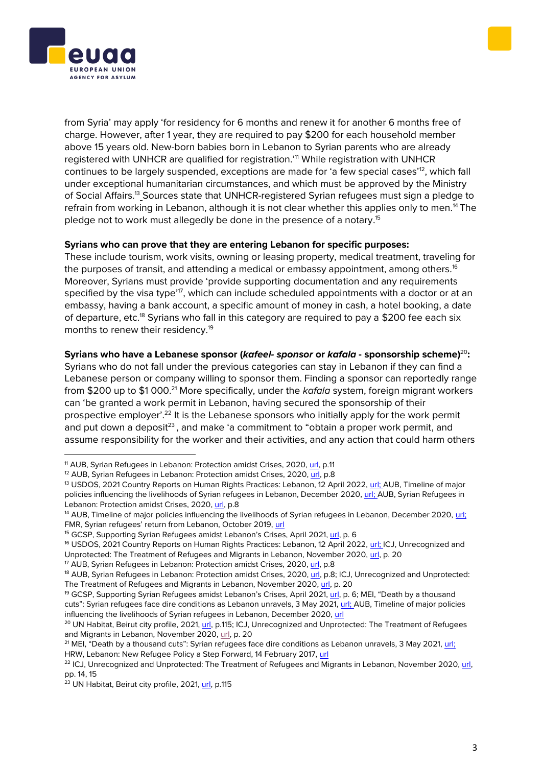from Syria' may apply 'for residency for 6 months and renew it for another 6 months free of charge. However, after 1 year, they are required to pay $200 for each household member above 15 years old. New-born babies born in Lebanon to Syrian parents who are already registered with UNHCR are qualified for registration.'[11] While registration with UNHCR continues to be largely suspended, exceptions are made for 'a few special cases'[12], which fall under exceptional humanitarian circumstances, and which must be approved by the Ministry of Social Affairs.[13] Sources state that UNHCR-registered Syrian refugees must sign a pledge to refrain from working in Lebanon, although it is not clear whether this applies only to men.[14] The pledge not to work must allegedly be done in the presence of a notary.[15]

**Syrians who can prove that they are entering Lebanon for specific purposes:**
These include tourism, work visits, owning or leasing property, medical treatment, traveling for the purposes of transit, and attending a medical or embassy appointment, among others.[16] Moreover, Syrians must provide 'provide supporting documentation and any requirements specified by the visa type'[17], which can include scheduled appointments with a doctor or at an embassy, having a bank account, a specific amount of money in cash, a hotel booking, a date of departure, etc.[18] Syrians who fall in this category are required to pay a $200 fee each six months to renew their residency.[19]

**Syrians who have a Lebanese sponsor (*kafeel- sponsor* or *kafala* - sponsorship scheme)[20]:**
Syrians who do not fall under the previous categories can stay in Lebanon if they can find a Lebanese person or company willing to sponsor them. Finding a sponsor can reportedly range from $200 up to $1 000.[21] More specifically, under the *kafala* system, foreign migrant workers can 'be granted a work permit in Lebanon, having secured the sponsorship of their prospective employer'.[22] It is the Lebanese sponsors who initially apply for the work permit and put down a deposit[23], and make 'a commitment to "obtain a proper work permit, and assume responsibility for the worker and their activities, and any action that could harm others

---

[11] AUB, Syrian Refugees in Lebanon: Protection amidst Crises, 2020, url, p.11
[12] AUB, Syrian Refugees in Lebanon: Protection amidst Crises, 2020, url, p.8
[13] USDOS, 2021 Country Reports on Human Rights Practices: Lebanon, 12 April 2022, url; AUB, Timeline of major policies influencing the livelihoods of Syrian refugees in Lebanon, December 2020, url; AUB, Syrian Refugees in Lebanon: Protection amidst Crises, 2020, url, p.8
[14] AUB, Timeline of major policies influencing the livelihoods of Syrian refugees in Lebanon, December 2020, url; FMR, Syrian refugees' return from Lebanon, October 2019, url
[15] GCSP, Supporting Syrian Refugees amidst Lebanon's Crises, April 2021, url, p. 6
[16] USDOS, 2021 Country Reports on Human Rights Practices: Lebanon, 12 April 2022, url; ICJ, Unrecognized and Unprotected: The Treatment of Refugees and Migrants in Lebanon, November 2020, url, p. 20
[17] AUB, Syrian Refugees in Lebanon: Protection amidst Crises, 2020, url, p.8
[18] AUB, Syrian Refugees in Lebanon: Protection amidst Crises, 2020, url, p.8; ICJ, Unrecognized and Unprotected: The Treatment of Refugees and Migrants in Lebanon, November 2020, url, p. 20
[19] GCSP, Supporting Syrian Refugees amidst Lebanon's Crises, April 2021, url, p. 6; MEI, "Death by a thousand cuts": Syrian refugees face dire conditions as Lebanon unravels, 3 May 2021, url; AUB, Timeline of major policies influencing the livelihoods of Syrian refugees in Lebanon, December 2020, url
[20] UN Habitat, Beirut city profile, 2021, url, p.115; ICJ, Unrecognized and Unprotected: The Treatment of Refugees and Migrants in Lebanon, November 2020, url, p. 20
[21] MEI, "Death by a thousand cuts": Syrian refugees face dire conditions as Lebanon unravels, 3 May 2021, url; HRW, Lebanon: New Refugee Policy a Step Forward, 14 February 2017, url
[22] ICJ, Unrecognized and Unprotected: The Treatment of Refugees and Migrants in Lebanon, November 2020, url, pp. 14, 15
[23] UN Habitat, Beirut city profile, 2021, url, p.115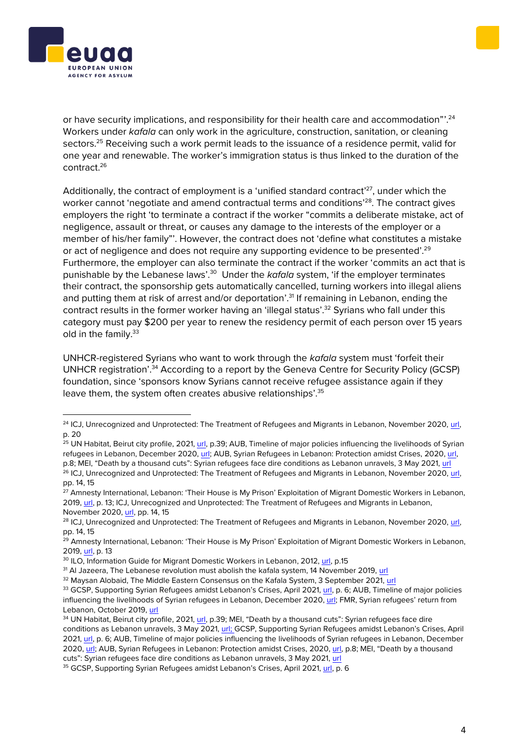or have security implications, and responsibility for their health care and accommodation"'.[24] Workers under *kafala* can only work in the agriculture, construction, sanitation, or cleaning sectors.[25] Receiving such a work permit leads to the issuance of a residence permit, valid for one year and renewable. The worker's immigration status is thus linked to the duration of the contract.[26]

Additionally, the contract of employment is a 'unified standard contract'[27], under which the worker cannot 'negotiate and amend contractual terms and conditions'[28]. The contract gives employers the right 'to terminate a contract if the worker "commits a deliberate mistake, act of negligence, assault or threat, or causes any damage to the interests of the employer or a member of his/her family"'. However, the contract does not 'define what constitutes a mistake or act of negligence and does not require any supporting evidence to be presented'.[29] Furthermore, the employer can also terminate the contract if the worker 'commits an act that is punishable by the Lebanese laws'.[30] Under the *kafala* system, 'if the employer terminates their contract, the sponsorship gets automatically cancelled, turning workers into illegal aliens and putting them at risk of arrest and/or deportation'.[31] If remaining in Lebanon, ending the contract results in the former worker having an 'illegal status'.[32] Syrians who fall under this category must pay $200 per year to renew the residency permit of each person over 15 years old in the family.[33]

UNHCR-registered Syrians who want to work through the *kafala* system must 'forfeit their UNHCR registration'.[34] According to a report by the Geneva Centre for Security Policy (GCSP) foundation, since 'sponsors know Syrians cannot receive refugee assistance again if they leave them, the system often creates abusive relationships'.[35]

---

[24] ICJ, Unrecognized and Unprotected: The Treatment of Refugees and Migrants in Lebanon, November 2020, url, p. 20

[25] UN Habitat, Beirut city profile, 2021, url, p.39; AUB, Timeline of major policies influencing the livelihoods of Syrian refugees in Lebanon, December 2020, url; AUB, Syrian Refugees in Lebanon: Protection amidst Crises, 2020, url, p.8; MEI, "Death by a thousand cuts": Syrian refugees face dire conditions as Lebanon unravels, 3 May 2021, url

[26] ICJ, Unrecognized and Unprotected: The Treatment of Refugees and Migrants in Lebanon, November 2020, url, pp. 14, 15

[27] Amnesty International, Lebanon: 'Their House is My Prison' Exploitation of Migrant Domestic Workers in Lebanon, 2019, url, p. 13; ICJ, Unrecognized and Unprotected: The Treatment of Refugees and Migrants in Lebanon, November 2020, url, pp. 14, 15

[28] ICJ, Unrecognized and Unprotected: The Treatment of Refugees and Migrants in Lebanon, November 2020, url, pp. 14, 15

[29] Amnesty International, Lebanon: 'Their House is My Prison' Exploitation of Migrant Domestic Workers in Lebanon, 2019, url, p. 13

[30] ILO, Information Guide for Migrant Domestic Workers in Lebanon, 2012, url, p.15

[31] Al Jazeera, The Lebanese revolution must abolish the kafala system, 14 November 2019, url

[32] Maysan Alobaid, The Middle Eastern Consensus on the Kafala System, 3 September 2021, url

[33] GCSP, Supporting Syrian Refugees amidst Lebanon's Crises, April 2021, url, p. 6; AUB, Timeline of major policies influencing the livelihoods of Syrian refugees in Lebanon, December 2020, url; FMR, Syrian refugees' return from Lebanon, October 2019, url

[34] UN Habitat, Beirut city profile, 2021, url, p.39; MEI, "Death by a thousand cuts": Syrian refugees face dire conditions as Lebanon unravels, 3 May 2021, url; GCSP, Supporting Syrian Refugees amidst Lebanon's Crises, April 2021, url, p. 6; AUB, Timeline of major policies influencing the livelihoods of Syrian refugees in Lebanon, December 2020, url; AUB, Syrian Refugees in Lebanon: Protection amidst Crises, 2020, url, p.8; MEI, "Death by a thousand cuts": Syrian refugees face dire conditions as Lebanon unravels, 3 May 2021, url

[35] GCSP, Supporting Syrian Refugees amidst Lebanon's Crises, April 2021, url, p. 6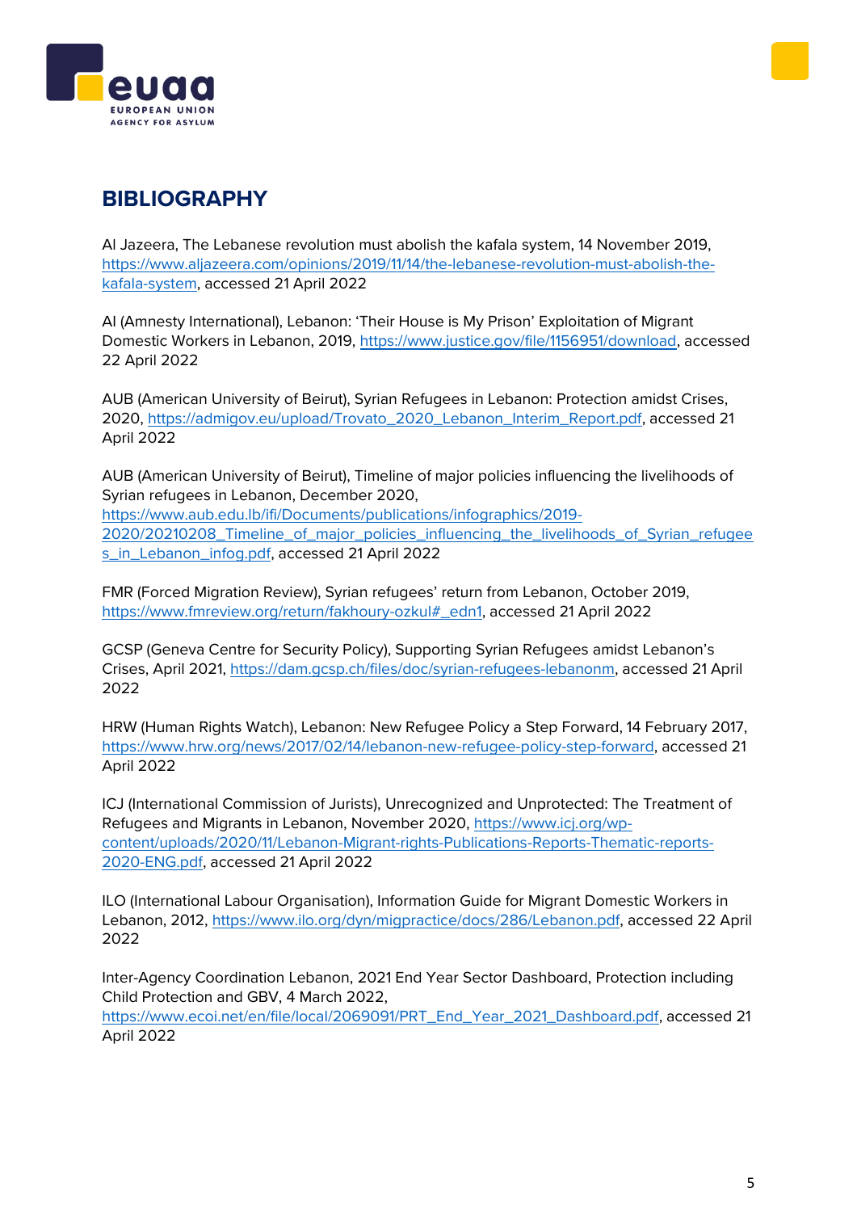# BIBLIOGRAPHY

Al Jazeera, The Lebanese revolution must abolish the kafala system, 14 November 2019, https://www.aljazeera.com/opinions/2019/11/14/the-lebanese-revolution-must-abolish-the-kafala-system, accessed 21 April 2022

AI (Amnesty International), Lebanon: 'Their House is My Prison' Exploitation of Migrant Domestic Workers in Lebanon, 2019, https://www.justice.gov/file/1156951/download, accessed 22 April 2022

AUB (American University of Beirut), Syrian Refugees in Lebanon: Protection amidst Crises, 2020, https://admigov.eu/upload/Trovato_2020_Lebanon_Interim_Report.pdf, accessed 21 April 2022

AUB (American University of Beirut), Timeline of major policies influencing the livelihoods of Syrian refugees in Lebanon, December 2020, https://www.aub.edu.lb/ifi/Documents/publications/infographics/2019-2020/20210208_Timeline_of_major_policies_influencing_the_livelihoods_of_Syrian_refugees_in_Lebanon_infog.pdf, accessed 21 April 2022

FMR (Forced Migration Review), Syrian refugees' return from Lebanon, October 2019, https://www.fmreview.org/return/fakhoury-ozkul#_edn1, accessed 21 April 2022

GCSP (Geneva Centre for Security Policy), Supporting Syrian Refugees amidst Lebanon's Crises, April 2021, https://dam.gcsp.ch/files/doc/syrian-refugees-lebanonm, accessed 21 April 2022

HRW (Human Rights Watch), Lebanon: New Refugee Policy a Step Forward, 14 February 2017, https://www.hrw.org/news/2017/02/14/lebanon-new-refugee-policy-step-forward, accessed 21 April 2022

ICJ (International Commission of Jurists), Unrecognized and Unprotected: The Treatment of Refugees and Migrants in Lebanon, November 2020, https://www.icj.org/wp-content/uploads/2020/11/Lebanon-Migrant-rights-Publications-Reports-Thematic-reports-2020-ENG.pdf, accessed 21 April 2022

ILO (International Labour Organisation), Information Guide for Migrant Domestic Workers in Lebanon, 2012, https://www.ilo.org/dyn/migpractice/docs/286/Lebanon.pdf, accessed 22 April 2022

Inter-Agency Coordination Lebanon, 2021 End Year Sector Dashboard, Protection including Child Protection and GBV, 4 March 2022, https://www.ecoi.net/en/file/local/2069091/PRT_End_Year_2021_Dashboard.pdf, accessed 21 April 2022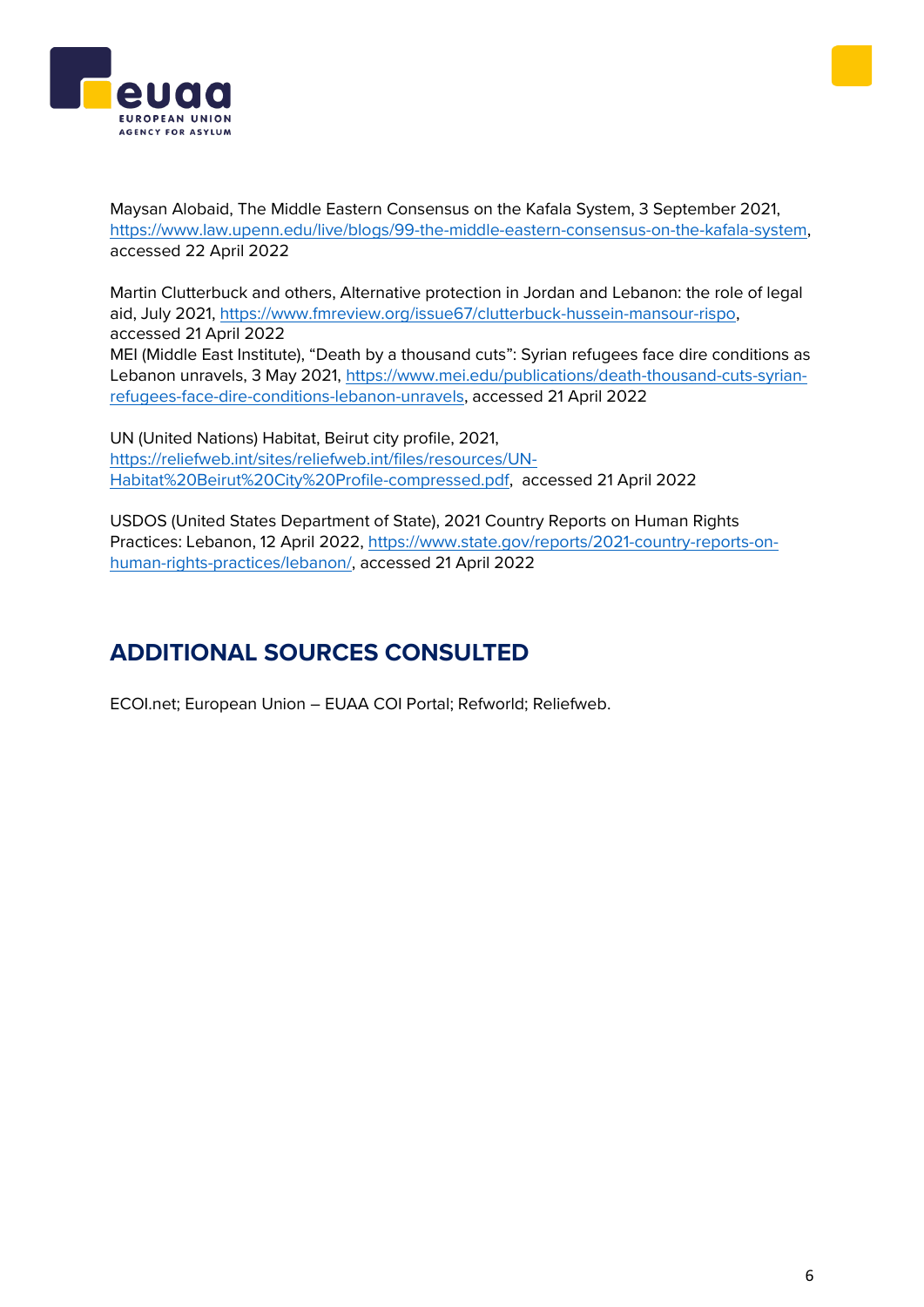Maysan Alobaid, The Middle Eastern Consensus on the Kafala System, 3 September 2021, https://www.law.upenn.edu/live/blogs/99-the-middle-eastern-consensus-on-the-kafala-system, accessed 22 April 2022

Martin Clutterbuck and others, Alternative protection in Jordan and Lebanon: the role of legal aid, July 2021, https://www.fmreview.org/issue67/clutterbuck-hussein-mansour-rispo, accessed 21 April 2022

MEI (Middle East Institute), "Death by a thousand cuts": Syrian refugees face dire conditions as Lebanon unravels, 3 May 2021, https://www.mei.edu/publications/death-thousand-cuts-syrian-refugees-face-dire-conditions-lebanon-unravels, accessed 21 April 2022

UN (United Nations) Habitat, Beirut city profile, 2021, https://reliefweb.int/sites/reliefweb.int/files/resources/UN-Habitat%20Beirut%20City%20Profile-compressed.pdf, accessed 21 April 2022

USDOS (United States Department of State), 2021 Country Reports on Human Rights Practices: Lebanon, 12 April 2022, https://www.state.gov/reports/2021-country-reports-on-human-rights-practices/lebanon/, accessed 21 April 2022

## ADDITIONAL SOURCES CONSULTED

ECOI.net; European Union – EUAA COI Portal; Refworld; Reliefweb.